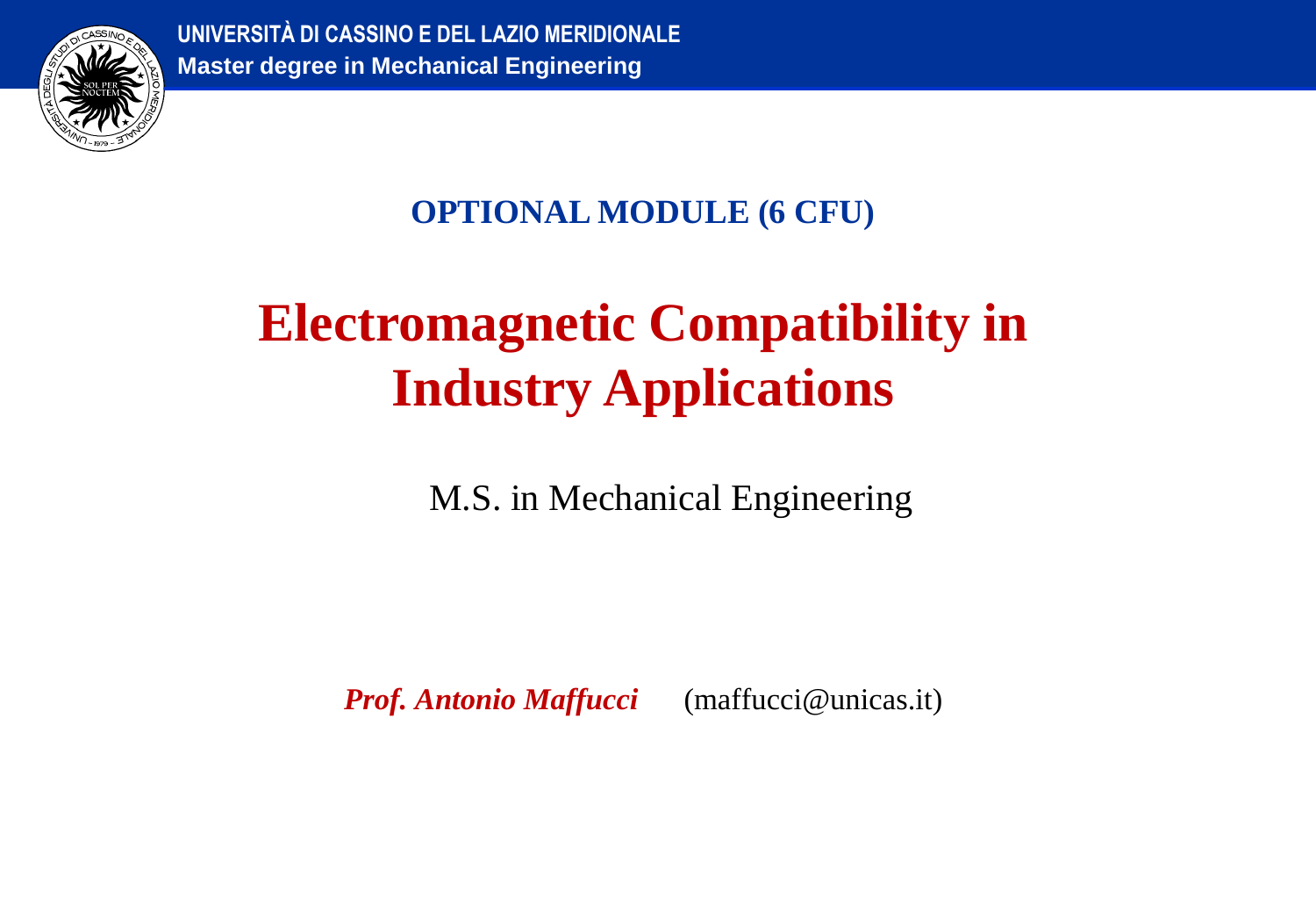UNIVERSITÀ DI CASSINO E DEL LAZIO MERIDIONALE
**Master degree in Mechanical Engineering**

**OPTIONAL MODULE (6 CFU)**

# Electromagnetic Compatibility in Industry Applications

M.S. in Mechanical Engineering

***Prof. Antonio Maffucci*** (maffucci@unicas.it)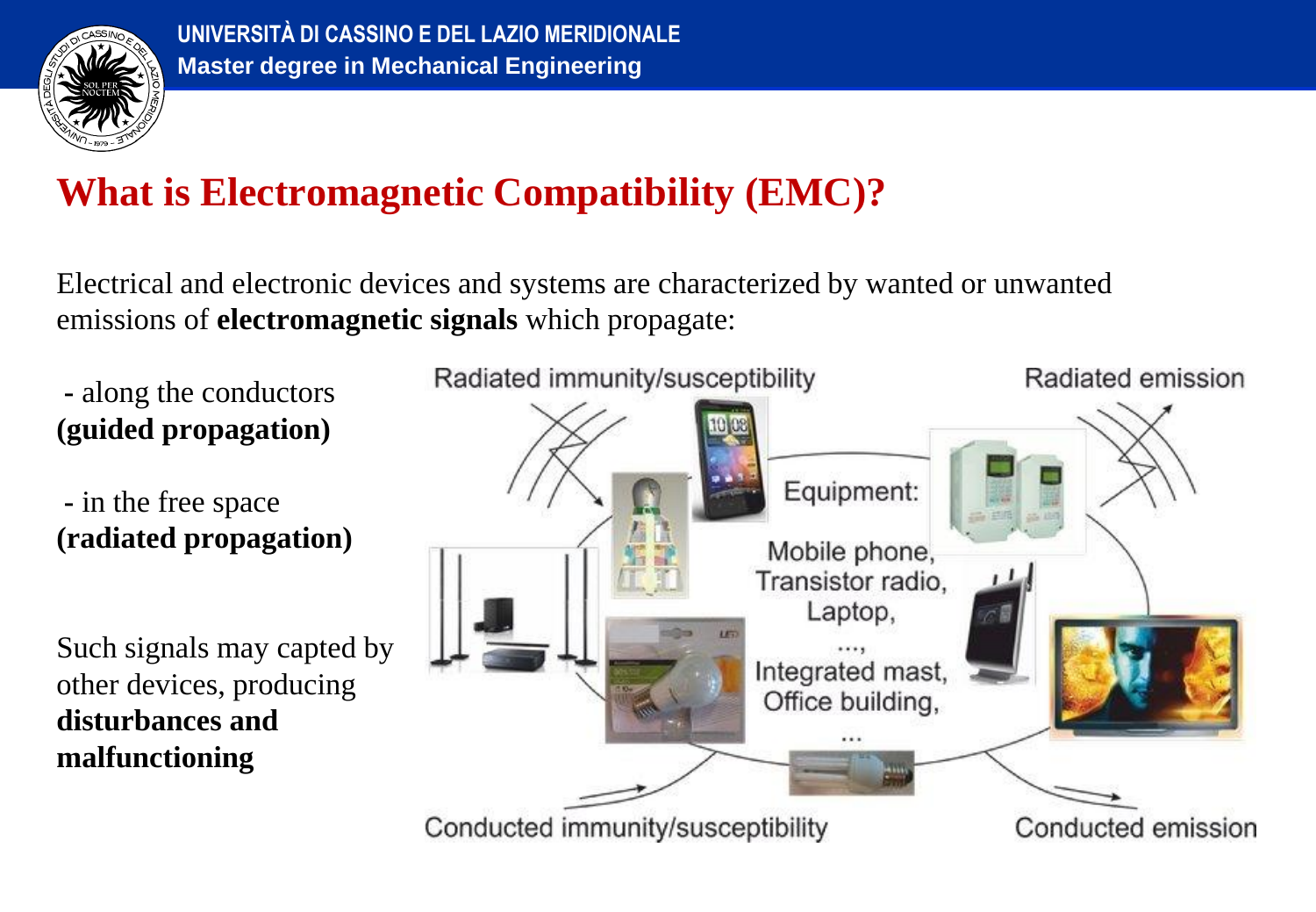# What is Electromagnetic Compatibility (EMC)?

Electrical and electronic devices and systems are characterized by wanted or unwanted emissions of **electromagnetic signals** which propagate:

- along the conductors **(guided propagation)**
- in the free space **(radiated propagation)**

Such signals may capted by other devices, producing **disturbances and malfunctioning**

Radiated immunity/susceptibility

Radiated emission

Equipment:

Mobile phone,
Transistor radio,
Laptop,
...,
Integrated mast,
Office building,
...

Conducted immunity/susceptibility

Conducted emission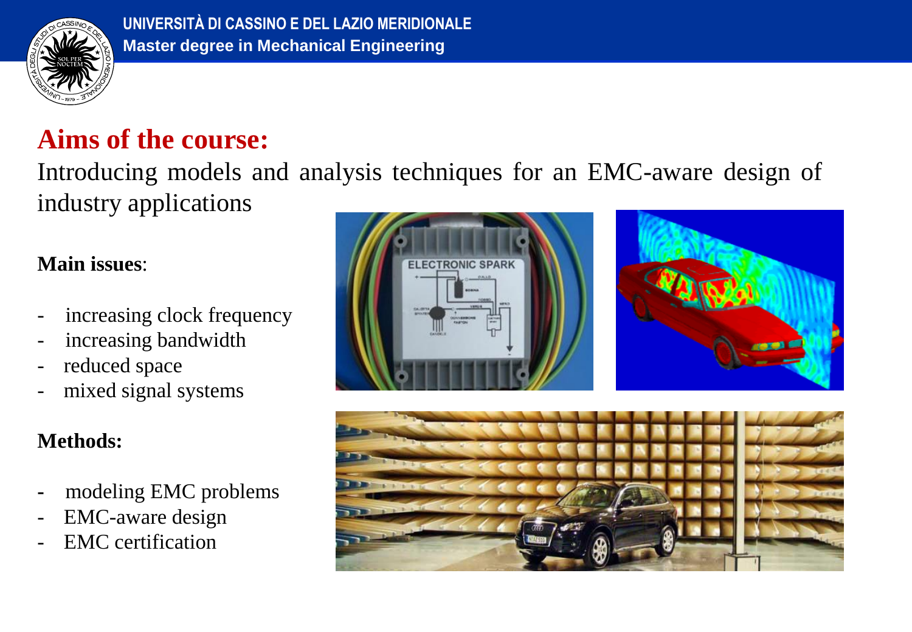## Aims of the course:

Introducing models and analysis techniques for an EMC-aware design of industry applications

**Main issues**:

- increasing clock frequency
- increasing bandwidth
- reduced space
- mixed signal systems

**Methods:**

- modeling EMC problems
- EMC-aware design
- EMC certification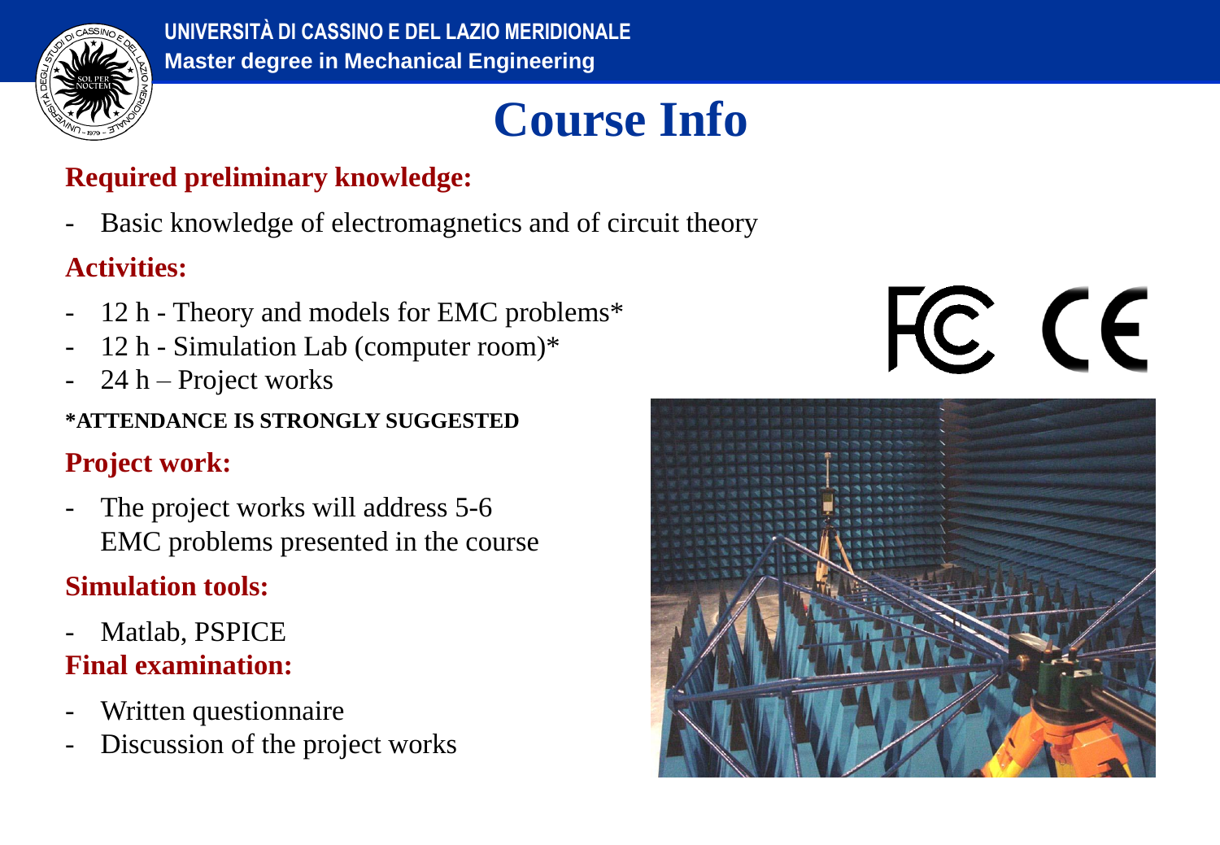# Course Info

**Required preliminary knowledge:**

- Basic knowledge of electromagnetics and of circuit theory

**Activities:**

- 12 h - Theory and models for EMC problems*
- 12 h - Simulation Lab (computer room)*
- 24 h – Project works

***ATTENDANCE IS STRONGLY SUGGESTED**

**Project work:**

- The project works will address 5-6 EMC problems presented in the course

**Simulation tools:**

- Matlab, PSPICE

**Final examination:**

- Written questionnaire
- Discussion of the project works